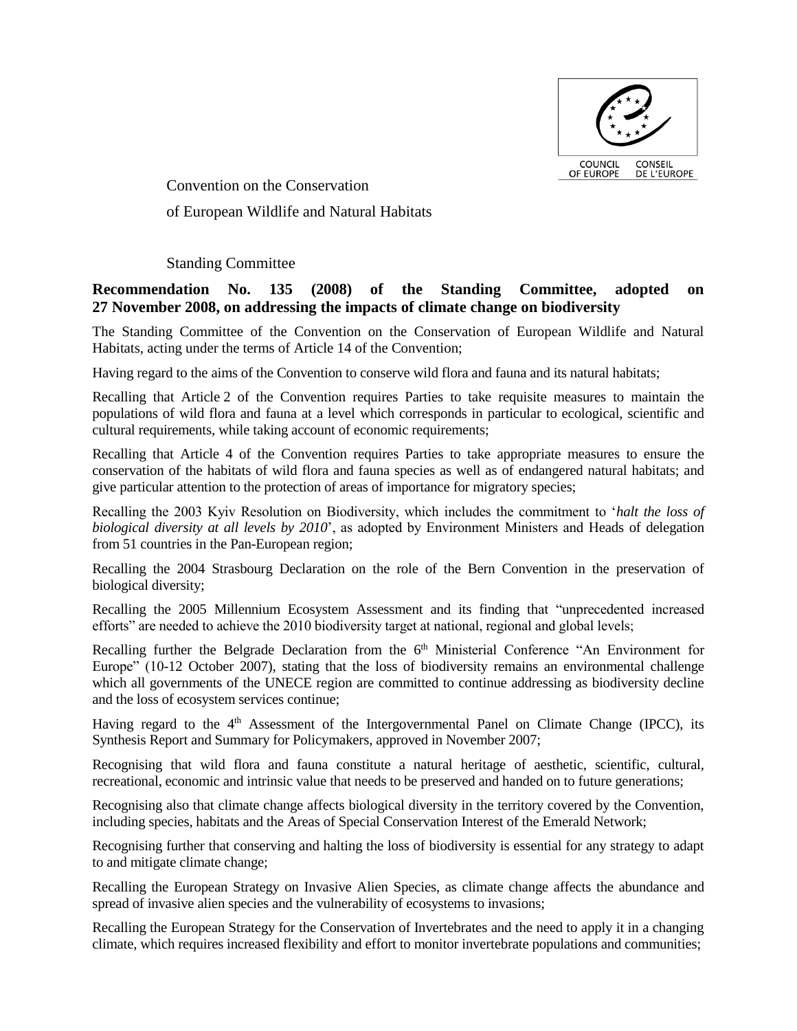Convention on the Conservation

of European Wildlife and Natural Habitats

Standing Committee

**Recommendation No. 135 (2008) of the Standing Committee, adopted on 27 November 2008, on addressing the impacts of climate change on biodiversity**

The Standing Committee of the Convention on the Conservation of European Wildlife and Natural Habitats, acting under the terms of Article 14 of the Convention;

Having regard to the aims of the Convention to conserve wild flora and fauna and its natural habitats;

Recalling that Article 2 of the Convention requires Parties to take requisite measures to maintain the populations of wild flora and fauna at a level which corresponds in particular to ecological, scientific and cultural requirements, while taking account of economic requirements;

Recalling that Article 4 of the Convention requires Parties to take appropriate measures to ensure the conservation of the habitats of wild flora and fauna species as well as of endangered natural habitats; and give particular attention to the protection of areas of importance for migratory species;

Recalling the 2003 Kyiv Resolution on Biodiversity, which includes the commitment to '*halt the loss of biological diversity at all levels by 2010*', as adopted by Environment Ministers and Heads of delegation from 51 countries in the Pan-European region;

Recalling the 2004 Strasbourg Declaration on the role of the Bern Convention in the preservation of biological diversity;

Recalling the 2005 Millennium Ecosystem Assessment and its finding that "unprecedented increased efforts" are needed to achieve the 2010 biodiversity target at national, regional and global levels;

Recalling further the Belgrade Declaration from the 6th Ministerial Conference "An Environment for Europe" (10-12 October 2007), stating that the loss of biodiversity remains an environmental challenge which all governments of the UNECE region are committed to continue addressing as biodiversity decline and the loss of ecosystem services continue;

Having regard to the 4th Assessment of the Intergovernmental Panel on Climate Change (IPCC), its Synthesis Report and Summary for Policymakers, approved in November 2007;

Recognising that wild flora and fauna constitute a natural heritage of aesthetic, scientific, cultural, recreational, economic and intrinsic value that needs to be preserved and handed on to future generations;

Recognising also that climate change affects biological diversity in the territory covered by the Convention, including species, habitats and the Areas of Special Conservation Interest of the Emerald Network;

Recognising further that conserving and halting the loss of biodiversity is essential for any strategy to adapt to and mitigate climate change;

Recalling the European Strategy on Invasive Alien Species, as climate change affects the abundance and spread of invasive alien species and the vulnerability of ecosystems to invasions;

Recalling the European Strategy for the Conservation of Invertebrates and the need to apply it in a changing climate, which requires increased flexibility and effort to monitor invertebrate populations and communities;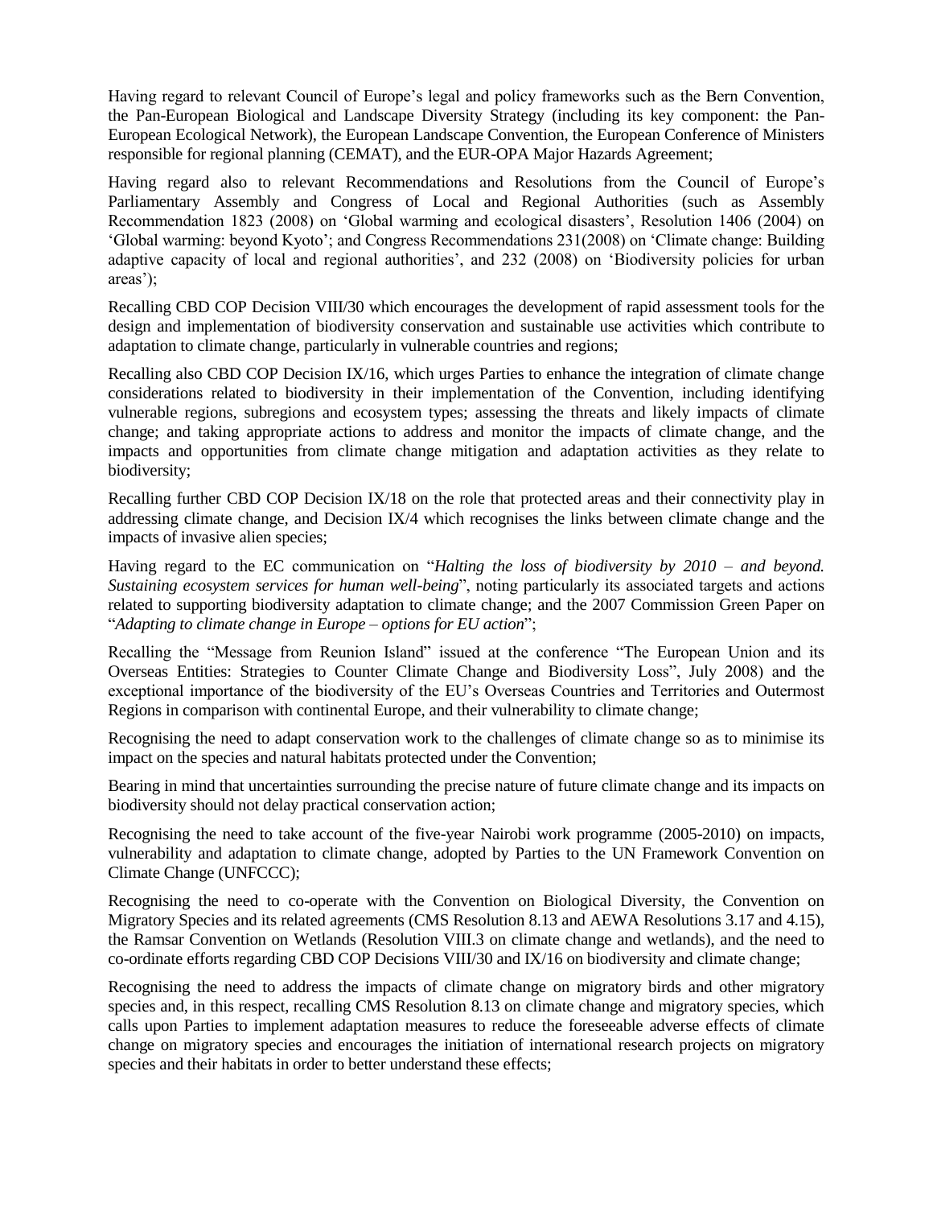Having regard to relevant Council of Europe's legal and policy frameworks such as the Bern Convention, the Pan-European Biological and Landscape Diversity Strategy (including its key component: the Pan-European Ecological Network), the European Landscape Convention, the European Conference of Ministers responsible for regional planning (CEMAT), and the EUR-OPA Major Hazards Agreement;

Having regard also to relevant Recommendations and Resolutions from the Council of Europe's Parliamentary Assembly and Congress of Local and Regional Authorities (such as Assembly Recommendation 1823 (2008) on 'Global warming and ecological disasters', Resolution 1406 (2004) on 'Global warming: beyond Kyoto'; and Congress Recommendations 231(2008) on 'Climate change: Building adaptive capacity of local and regional authorities', and 232 (2008) on 'Biodiversity policies for urban areas');

Recalling CBD COP Decision VIII/30 which encourages the development of rapid assessment tools for the design and implementation of biodiversity conservation and sustainable use activities which contribute to adaptation to climate change, particularly in vulnerable countries and regions;

Recalling also CBD COP Decision IX/16, which urges Parties to enhance the integration of climate change considerations related to biodiversity in their implementation of the Convention, including identifying vulnerable regions, subregions and ecosystem types; assessing the threats and likely impacts of climate change; and taking appropriate actions to address and monitor the impacts of climate change, and the impacts and opportunities from climate change mitigation and adaptation activities as they relate to biodiversity;

Recalling further CBD COP Decision IX/18 on the role that protected areas and their connectivity play in addressing climate change, and Decision IX/4 which recognises the links between climate change and the impacts of invasive alien species;

Having regard to the EC communication on "*Halting the loss of biodiversity by 2010 – and beyond. Sustaining ecosystem services for human well-being*", noting particularly its associated targets and actions related to supporting biodiversity adaptation to climate change; and the 2007 Commission Green Paper on "*Adapting to climate change in Europe – options for EU action*";

Recalling the "Message from Reunion Island" issued at the conference "The European Union and its Overseas Entities: Strategies to Counter Climate Change and Biodiversity Loss", July 2008) and the exceptional importance of the biodiversity of the EU's Overseas Countries and Territories and Outermost Regions in comparison with continental Europe, and their vulnerability to climate change;

Recognising the need to adapt conservation work to the challenges of climate change so as to minimise its impact on the species and natural habitats protected under the Convention;

Bearing in mind that uncertainties surrounding the precise nature of future climate change and its impacts on biodiversity should not delay practical conservation action;

Recognising the need to take account of the five-year Nairobi work programme (2005-2010) on impacts, vulnerability and adaptation to climate change, adopted by Parties to the UN Framework Convention on Climate Change (UNFCCC);

Recognising the need to co-operate with the Convention on Biological Diversity, the Convention on Migratory Species and its related agreements (CMS Resolution 8.13 and AEWA Resolutions 3.17 and 4.15), the Ramsar Convention on Wetlands (Resolution VIII.3 on climate change and wetlands), and the need to co-ordinate efforts regarding CBD COP Decisions VIII/30 and IX/16 on biodiversity and climate change;

Recognising the need to address the impacts of climate change on migratory birds and other migratory species and, in this respect, recalling CMS Resolution 8.13 on climate change and migratory species, which calls upon Parties to implement adaptation measures to reduce the foreseeable adverse effects of climate change on migratory species and encourages the initiation of international research projects on migratory species and their habitats in order to better understand these effects;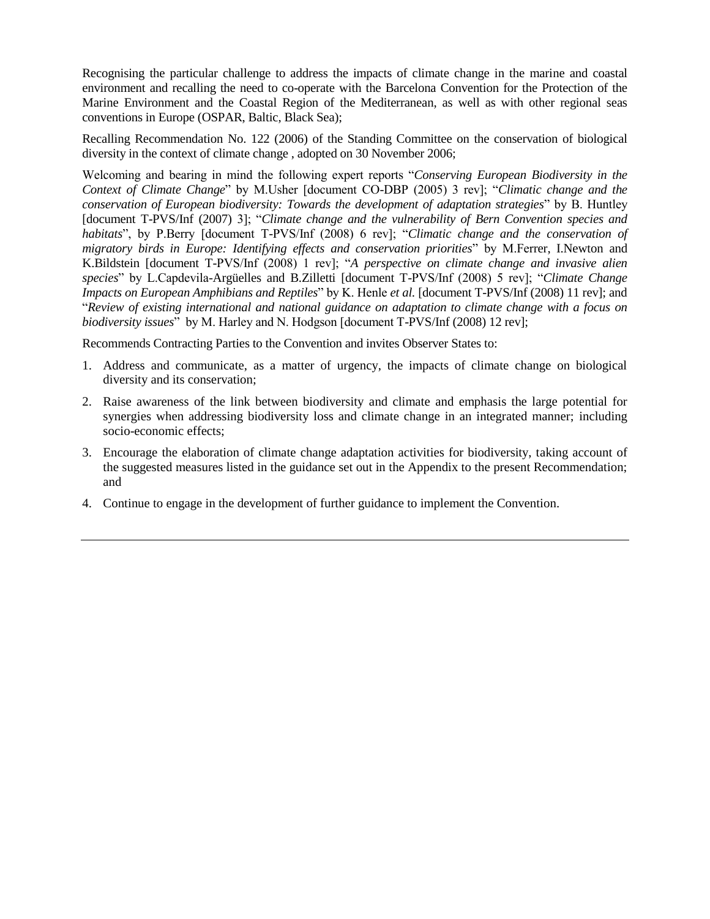Recognising the particular challenge to address the impacts of climate change in the marine and coastal environment and recalling the need to co-operate with the Barcelona Convention for the Protection of the Marine Environment and the Coastal Region of the Mediterranean, as well as with other regional seas conventions in Europe (OSPAR, Baltic, Black Sea);

Recalling Recommendation No. 122 (2006) of the Standing Committee on the conservation of biological diversity in the context of climate change , adopted on 30 November 2006;

Welcoming and bearing in mind the following expert reports "*Conserving European Biodiversity in the Context of Climate Change*" by M.Usher [document CO-DBP (2005) 3 rev]; "*Climatic change and the conservation of European biodiversity: Towards the development of adaptation strategies*" by B. Huntley [document T-PVS/Inf (2007) 3]; "*Climate change and the vulnerability of Bern Convention species and habitats*", by P.Berry [document T-PVS/Inf (2008) 6 rev]; "*Climatic change and the conservation of migratory birds in Europe: Identifying effects and conservation priorities*" by M.Ferrer, I.Newton and K.Bildstein [document T-PVS/Inf (2008) 1 rev]; "*A perspective on climate change and invasive alien species*" by L.Capdevila-Argüelles and B.Zilletti [document T-PVS/Inf (2008) 5 rev]; "*Climate Change Impacts on European Amphibians and Reptiles*" by K. Henle *et al.* [document T-PVS/Inf (2008) 11 rev]; and "*Review of existing international and national guidance on adaptation to climate change with a focus on biodiversity issues*" by M. Harley and N. Hodgson [document T-PVS/Inf (2008) 12 rev];

Recommends Contracting Parties to the Convention and invites Observer States to:

1. Address and communicate, as a matter of urgency, the impacts of climate change on biological diversity and its conservation;
2. Raise awareness of the link between biodiversity and climate and emphasis the large potential for synergies when addressing biodiversity loss and climate change in an integrated manner; including socio-economic effects;
3. Encourage the elaboration of climate change adaptation activities for biodiversity, taking account of the suggested measures listed in the guidance set out in the Appendix to the present Recommendation; and
4. Continue to engage in the development of further guidance to implement the Convention.

---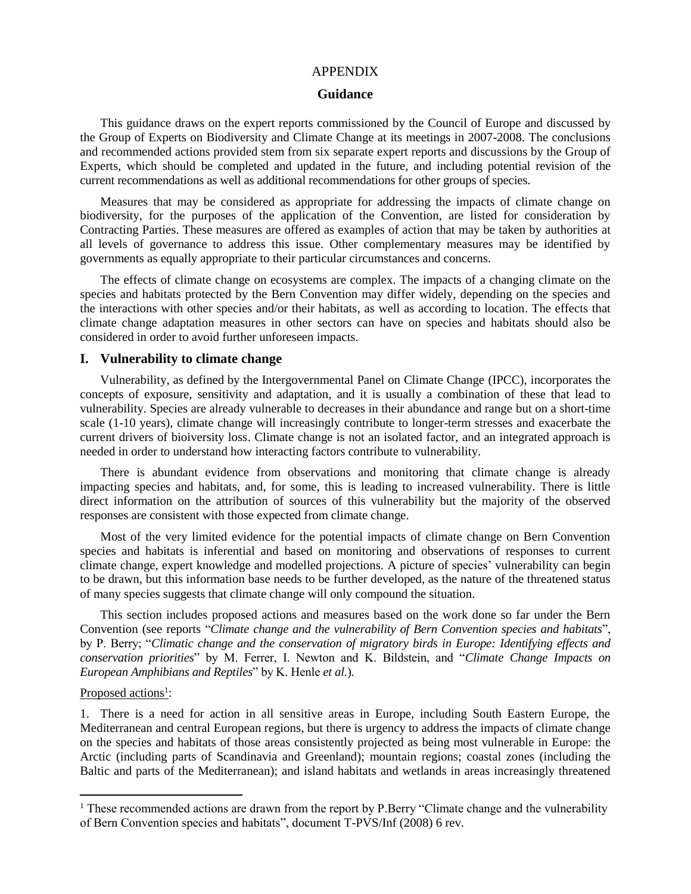# APPENDIX

## Guidance

This guidance draws on the expert reports commissioned by the Council of Europe and discussed by the Group of Experts on Biodiversity and Climate Change at its meetings in 2007-2008. The conclusions and recommended actions provided stem from six separate expert reports and discussions by the Group of Experts, which should be completed and updated in the future, and including potential revision of the current recommendations as well as additional recommendations for other groups of species.

Measures that may be considered as appropriate for addressing the impacts of climate change on biodiversity, for the purposes of the application of the Convention, are listed for consideration by Contracting Parties. These measures are offered as examples of action that may be taken by authorities at all levels of governance to address this issue. Other complementary measures may be identified by governments as equally appropriate to their particular circumstances and concerns.

The effects of climate change on ecosystems are complex. The impacts of a changing climate on the species and habitats protected by the Bern Convention may differ widely, depending on the species and the interactions with other species and/or their habitats, as well as according to location. The effects that climate change adaptation measures in other sectors can have on species and habitats should also be considered in order to avoid further unforeseen impacts.

### I. Vulnerability to climate change

Vulnerability, as defined by the Intergovernmental Panel on Climate Change (IPCC), incorporates the concepts of exposure, sensitivity and adaptation, and it is usually a combination of these that lead to vulnerability. Species are already vulnerable to decreases in their abundance and range but on a short-time scale (1-10 years), climate change will increasingly contribute to longer-term stresses and exacerbate the current drivers of bioiversity loss. Climate change is not an isolated factor, and an integrated approach is needed in order to understand how interacting factors contribute to vulnerability.

There is abundant evidence from observations and monitoring that climate change is already impacting species and habitats, and, for some, this is leading to increased vulnerability. There is little direct information on the attribution of sources of this vulnerability but the majority of the observed responses are consistent with those expected from climate change.

Most of the very limited evidence for the potential impacts of climate change on Bern Convention species and habitats is inferential and based on monitoring and observations of responses to current climate change, expert knowledge and modelled projections. A picture of species' vulnerability can begin to be drawn, but this information base needs to be further developed, as the nature of the threatened status of many species suggests that climate change will only compound the situation.

This section includes proposed actions and measures based on the work done so far under the Bern Convention (see reports "*Climate change and the vulnerability of Bern Convention species and habitats*", by P. Berry; "*Climatic change and the conservation of migratory birds in Europe: Identifying effects and conservation priorities*" by M. Ferrer, I. Newton and K. Bildstein, and "*Climate Change Impacts on European Amphibians and Reptiles*" by K. Henle *et al.*).

Proposed actions[1]:

1. There is a need for action in all sensitive areas in Europe, including South Eastern Europe, the Mediterranean and central European regions, but there is urgency to address the impacts of climate change on the species and habitats of those areas consistently projected as being most vulnerable in Europe: the Arctic (including parts of Scandinavia and Greenland); mountain regions; coastal zones (including the Baltic and parts of the Mediterranean); and island habitats and wetlands in areas increasingly threatened

[1] These recommended actions are drawn from the report by P.Berry "Climate change and the vulnerability of Bern Convention species and habitats", document T-PVS/Inf (2008) 6 rev.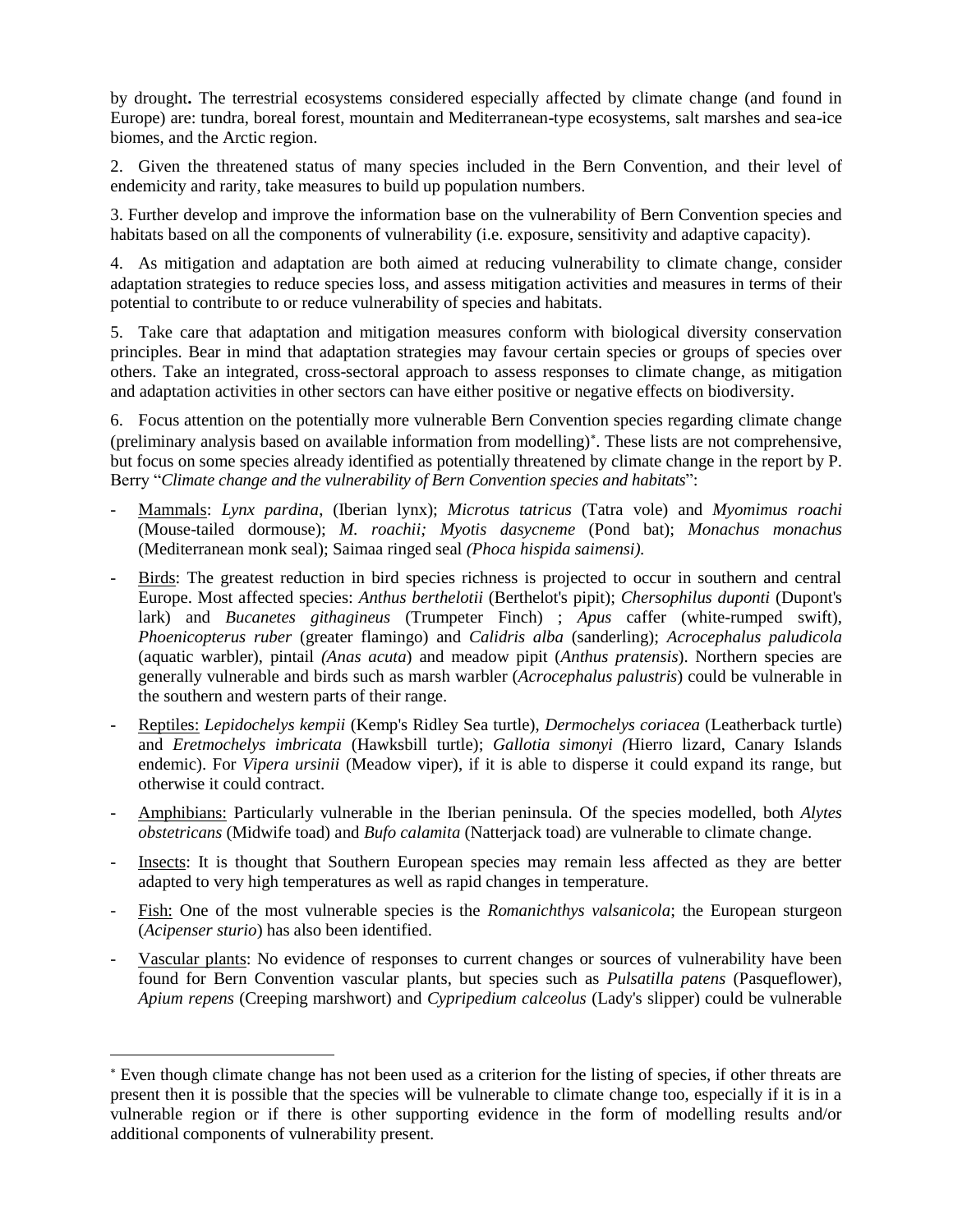by drought**.** The terrestrial ecosystems considered especially affected by climate change (and found in Europe) are: tundra, boreal forest, mountain and Mediterranean-type ecosystems, salt marshes and sea-ice biomes, and the Arctic region.

2. Given the threatened status of many species included in the Bern Convention, and their level of endemicity and rarity, take measures to build up population numbers.

3. Further develop and improve the information base on the vulnerability of Bern Convention species and habitats based on all the components of vulnerability (i.e. exposure, sensitivity and adaptive capacity).

4. As mitigation and adaptation are both aimed at reducing vulnerability to climate change, consider adaptation strategies to reduce species loss, and assess mitigation activities and measures in terms of their potential to contribute to or reduce vulnerability of species and habitats.

5. Take care that adaptation and mitigation measures conform with biological diversity conservation principles. Bear in mind that adaptation strategies may favour certain species or groups of species over others. Take an integrated, cross-sectoral approach to assess responses to climate change, as mitigation and adaptation activities in other sectors can have either positive or negative effects on biodiversity.

6. Focus attention on the potentially more vulnerable Bern Convention species regarding climate change (preliminary analysis based on available information from modelling)*. These lists are not comprehensive, but focus on some species already identified as potentially threatened by climate change in the report by P. Berry "*Climate change and the vulnerability of Bern Convention species and habitats*":

- Mammals: *Lynx pardina*, (Iberian lynx); *Microtus tatricus* (Tatra vole) and *Myomimus roachi* (Mouse-tailed dormouse); *M. roachii; Myotis dasycneme* (Pond bat); *Monachus monachus* (Mediterranean monk seal); Saimaa ringed seal *(Phoca hispida saimensi).*
- Birds: The greatest reduction in bird species richness is projected to occur in southern and central Europe. Most affected species: *Anthus berthelotii* (Berthelot's pipit); *Chersophilus duponti* (Dupont's lark) and *Bucanetes githagineus* (Trumpeter Finch) ; *Apus* caffer (white-rumped swift), *Phoenicopterus ruber* (greater flamingo) and *Calidris alba* (sanderling); *Acrocephalus paludicola* (aquatic warbler), pintail *(Anas acuta*) and meadow pipit (*Anthus pratensis*). Northern species are generally vulnerable and birds such as marsh warbler (*Acrocephalus palustris*) could be vulnerable in the southern and western parts of their range.
- Reptiles: *Lepidochelys kempii* (Kemp's Ridley Sea turtle), *Dermochelys coriacea* (Leatherback turtle) and *Eretmochelys imbricata* (Hawksbill turtle); *Gallotia simonyi (*Hierro lizard, Canary Islands endemic). For *Vipera ursinii* (Meadow viper), if it is able to disperse it could expand its range, but otherwise it could contract.
- Amphibians: Particularly vulnerable in the Iberian peninsula. Of the species modelled, both *Alytes obstetricans* (Midwife toad) and *Bufo calamita* (Natterjack toad) are vulnerable to climate change.
- Insects: It is thought that Southern European species may remain less affected as they are better adapted to very high temperatures as well as rapid changes in temperature.
- Fish: One of the most vulnerable species is the *Romanichthys valsanicola*; the European sturgeon (*Acipenser sturio*) has also been identified.
- Vascular plants: No evidence of responses to current changes or sources of vulnerability have been found for Bern Convention vascular plants, but species such as *Pulsatilla patens* (Pasqueflower), *Apium repens* (Creeping marshwort) and *Cypripedium calceolus* (Lady's slipper) could be vulnerable

---

* Even though climate change has not been used as a criterion for the listing of species, if other threats are present then it is possible that the species will be vulnerable to climate change too, especially if it is in a vulnerable region or if there is other supporting evidence in the form of modelling results and/or additional components of vulnerability present.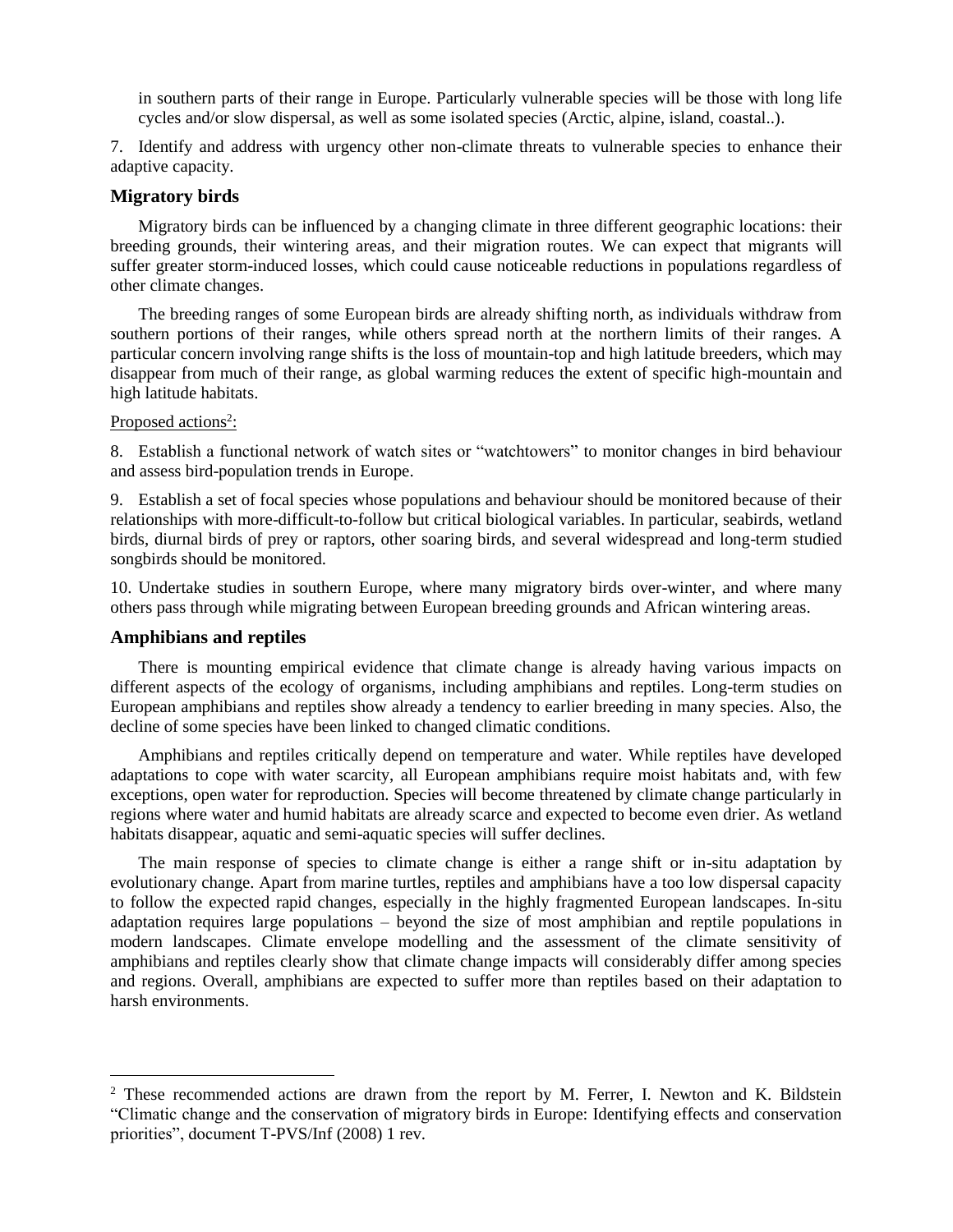in southern parts of their range in Europe. Particularly vulnerable species will be those with long life cycles and/or slow dispersal, as well as some isolated species (Arctic, alpine, island, coastal..).

7. Identify and address with urgency other non-climate threats to vulnerable species to enhance their adaptive capacity.

### Migratory birds

Migratory birds can be influenced by a changing climate in three different geographic locations: their breeding grounds, their wintering areas, and their migration routes. We can expect that migrants will suffer greater storm-induced losses, which could cause noticeable reductions in populations regardless of other climate changes.

The breeding ranges of some European birds are already shifting north, as individuals withdraw from southern portions of their ranges, while others spread north at the northern limits of their ranges. A particular concern involving range shifts is the loss of mountain-top and high latitude breeders, which may disappear from much of their range, as global warming reduces the extent of specific high-mountain and high latitude habitats.

Proposed actions[2]:

8. Establish a functional network of watch sites or "watchtowers" to monitor changes in bird behaviour and assess bird-population trends in Europe.

9. Establish a set of focal species whose populations and behaviour should be monitored because of their relationships with more-difficult-to-follow but critical biological variables. In particular, seabirds, wetland birds, diurnal birds of prey or raptors, other soaring birds, and several widespread and long-term studied songbirds should be monitored.

10. Undertake studies in southern Europe, where many migratory birds over-winter, and where many others pass through while migrating between European breeding grounds and African wintering areas.

### Amphibians and reptiles

There is mounting empirical evidence that climate change is already having various impacts on different aspects of the ecology of organisms, including amphibians and reptiles. Long-term studies on European amphibians and reptiles show already a tendency to earlier breeding in many species. Also, the decline of some species have been linked to changed climatic conditions.

Amphibians and reptiles critically depend on temperature and water. While reptiles have developed adaptations to cope with water scarcity, all European amphibians require moist habitats and, with few exceptions, open water for reproduction. Species will become threatened by climate change particularly in regions where water and humid habitats are already scarce and expected to become even drier. As wetland habitats disappear, aquatic and semi-aquatic species will suffer declines.

The main response of species to climate change is either a range shift or in-situ adaptation by evolutionary change. Apart from marine turtles, reptiles and amphibians have a too low dispersal capacity to follow the expected rapid changes, especially in the highly fragmented European landscapes. In-situ adaptation requires large populations – beyond the size of most amphibian and reptile populations in modern landscapes. Climate envelope modelling and the assessment of the climate sensitivity of amphibians and reptiles clearly show that climate change impacts will considerably differ among species and regions. Overall, amphibians are expected to suffer more than reptiles based on their adaptation to harsh environments.

---

[2] These recommended actions are drawn from the report by M. Ferrer, I. Newton and K. Bildstein "Climatic change and the conservation of migratory birds in Europe: Identifying effects and conservation priorities", document T-PVS/Inf (2008) 1 rev.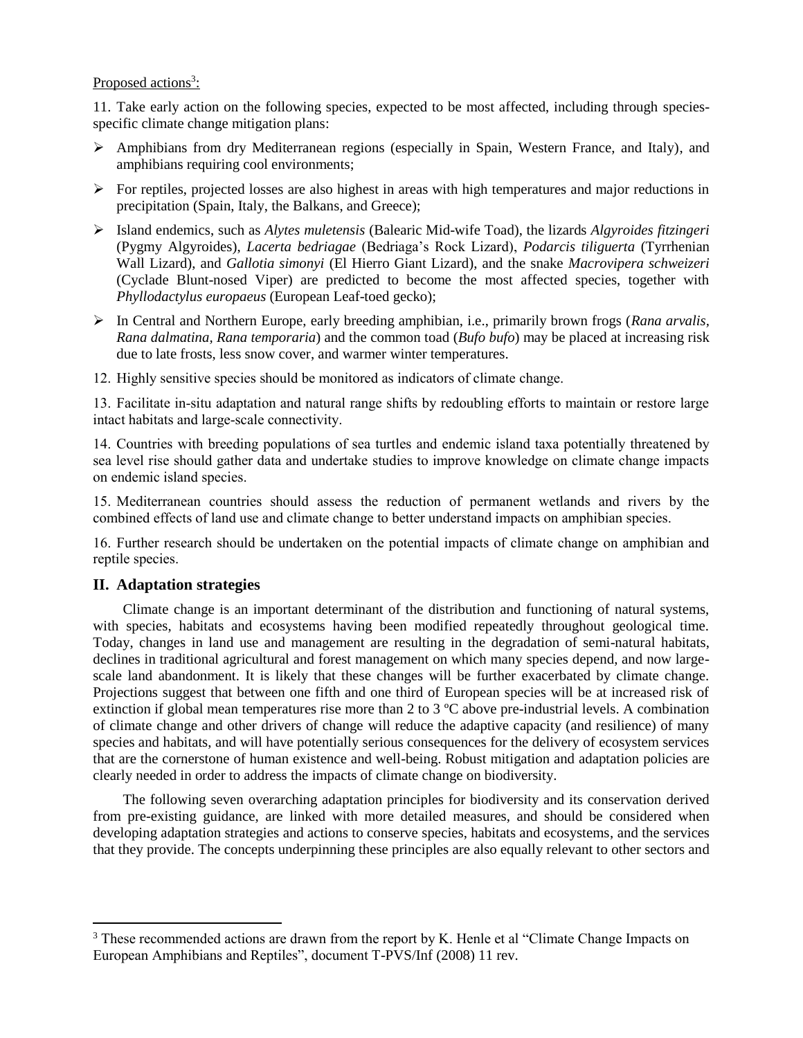Proposed actions[3]:

11. Take early action on the following species, expected to be most affected, including through species-specific climate change mitigation plans:

- Amphibians from dry Mediterranean regions (especially in Spain, Western France, and Italy), and amphibians requiring cool environments;
- For reptiles, projected losses are also highest in areas with high temperatures and major reductions in precipitation (Spain, Italy, the Balkans, and Greece);
- Island endemics, such as *Alytes muletensis* (Balearic Mid-wife Toad), the lizards *Algyroides fitzingeri* (Pygmy Algyroides), *Lacerta bedriagae* (Bedriaga's Rock Lizard), *Podarcis tiliguerta* (Tyrrhenian Wall Lizard), and *Gallotia simonyi* (El Hierro Giant Lizard), and the snake *Macrovipera schweizeri* (Cyclade Blunt-nosed Viper) are predicted to become the most affected species, together with *Phyllodactylus europaeus* (European Leaf-toed gecko);
- In Central and Northern Europe, early breeding amphibian, i.e., primarily brown frogs (*Rana arvalis, Rana dalmatina, Rana temporaria*) and the common toad (*Bufo bufo*) may be placed at increasing risk due to late frosts, less snow cover, and warmer winter temperatures.

12. Highly sensitive species should be monitored as indicators of climate change.

13. Facilitate in-situ adaptation and natural range shifts by redoubling efforts to maintain or restore large intact habitats and large-scale connectivity.

14. Countries with breeding populations of sea turtles and endemic island taxa potentially threatened by sea level rise should gather data and undertake studies to improve knowledge on climate change impacts on endemic island species.

15. Mediterranean countries should assess the reduction of permanent wetlands and rivers by the combined effects of land use and climate change to better understand impacts on amphibian species.

16. Further research should be undertaken on the potential impacts of climate change on amphibian and reptile species.

## II. Adaptation strategies

Climate change is an important determinant of the distribution and functioning of natural systems, with species, habitats and ecosystems having been modified repeatedly throughout geological time. Today, changes in land use and management are resulting in the degradation of semi-natural habitats, declines in traditional agricultural and forest management on which many species depend, and now large-scale land abandonment. It is likely that these changes will be further exacerbated by climate change. Projections suggest that between one fifth and one third of European species will be at increased risk of extinction if global mean temperatures rise more than 2 to 3 ºC above pre-industrial levels. A combination of climate change and other drivers of change will reduce the adaptive capacity (and resilience) of many species and habitats, and will have potentially serious consequences for the delivery of ecosystem services that are the cornerstone of human existence and well-being. Robust mitigation and adaptation policies are clearly needed in order to address the impacts of climate change on biodiversity.

The following seven overarching adaptation principles for biodiversity and its conservation derived from pre-existing guidance, are linked with more detailed measures, and should be considered when developing adaptation strategies and actions to conserve species, habitats and ecosystems, and the services that they provide. The concepts underpinning these principles are also equally relevant to other sectors and

---

[3] These recommended actions are drawn from the report by K. Henle et al "Climate Change Impacts on European Amphibians and Reptiles", document T-PVS/Inf (2008) 11 rev.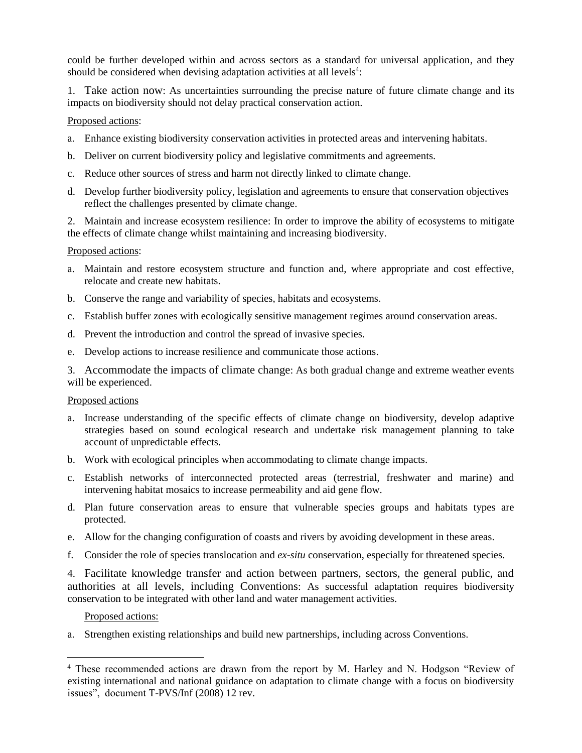could be further developed within and across sectors as a standard for universal application, and they should be considered when devising adaptation activities at all levels[4]:

1. Take action now: As uncertainties surrounding the precise nature of future climate change and its impacts on biodiversity should not delay practical conservation action.

Proposed actions:

a. Enhance existing biodiversity conservation activities in protected areas and intervening habitats.

b. Deliver on current biodiversity policy and legislative commitments and agreements.

c. Reduce other sources of stress and harm not directly linked to climate change.

d. Develop further biodiversity policy, legislation and agreements to ensure that conservation objectives reflect the challenges presented by climate change.

2. Maintain and increase ecosystem resilience: In order to improve the ability of ecosystems to mitigate the effects of climate change whilst maintaining and increasing biodiversity.

Proposed actions:

a. Maintain and restore ecosystem structure and function and, where appropriate and cost effective, relocate and create new habitats.

b. Conserve the range and variability of species, habitats and ecosystems.

c. Establish buffer zones with ecologically sensitive management regimes around conservation areas.

d. Prevent the introduction and control the spread of invasive species.

e. Develop actions to increase resilience and communicate those actions.

3. Accommodate the impacts of climate change: As both gradual change and extreme weather events will be experienced.

Proposed actions

a. Increase understanding of the specific effects of climate change on biodiversity, develop adaptive strategies based on sound ecological research and undertake risk management planning to take account of unpredictable effects.

b. Work with ecological principles when accommodating to climate change impacts.

c. Establish networks of interconnected protected areas (terrestrial, freshwater and marine) and intervening habitat mosaics to increase permeability and aid gene flow.

d. Plan future conservation areas to ensure that vulnerable species groups and habitats types are protected.

e. Allow for the changing configuration of coasts and rivers by avoiding development in these areas.

f. Consider the role of species translocation and *ex-situ* conservation, especially for threatened species.

4. Facilitate knowledge transfer and action between partners, sectors, the general public, and authorities at all levels, including Conventions: As successful adaptation requires biodiversity conservation to be integrated with other land and water management activities.

Proposed actions:

a. Strengthen existing relationships and build new partnerships, including across Conventions.

---

[4] These recommended actions are drawn from the report by M. Harley and N. Hodgson "Review of existing international and national guidance on adaptation to climate change with a focus on biodiversity issues", document T-PVS/Inf (2008) 12 rev.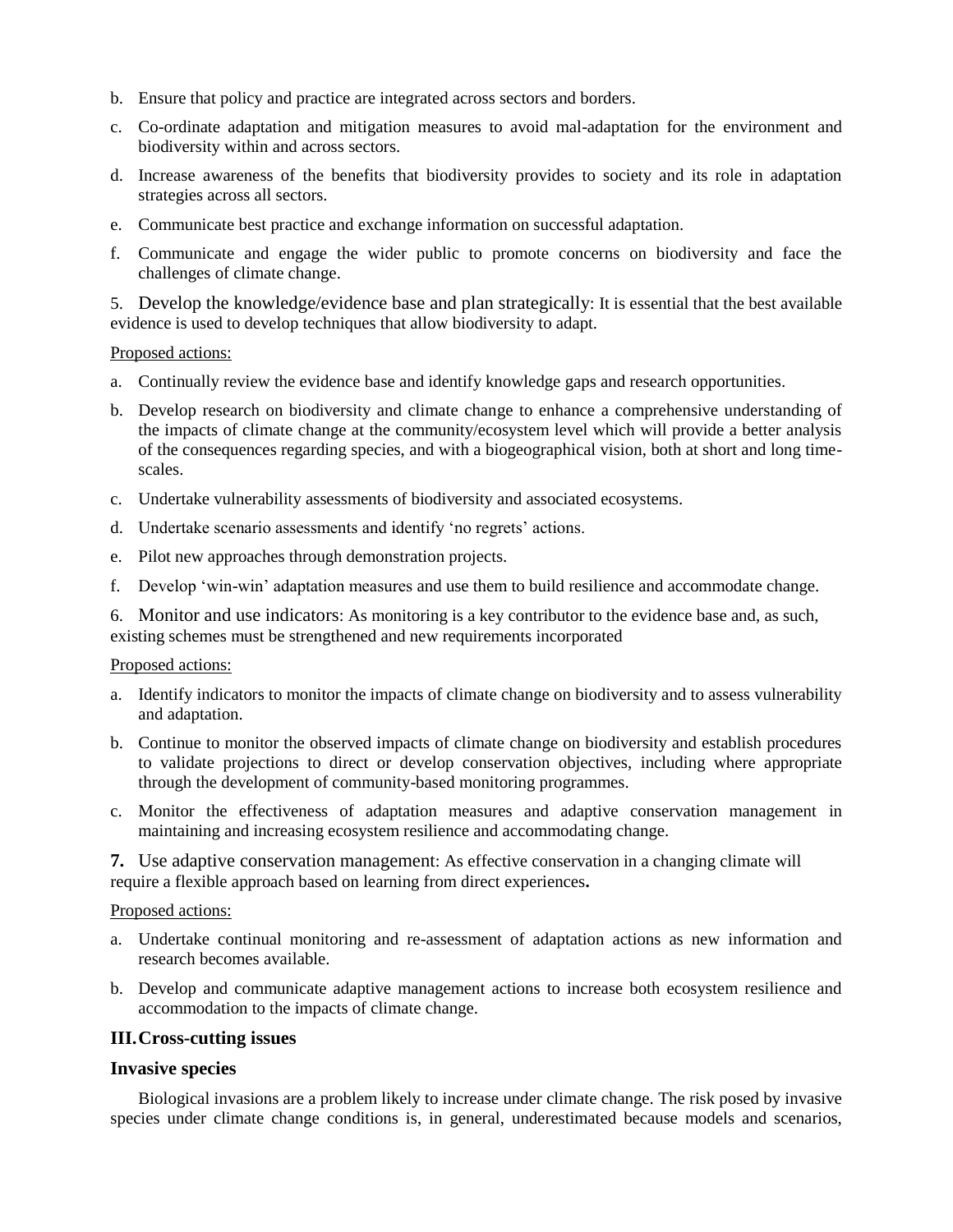b. Ensure that policy and practice are integrated across sectors and borders.

c. Co-ordinate adaptation and mitigation measures to avoid mal-adaptation for the environment and biodiversity within and across sectors.

d. Increase awareness of the benefits that biodiversity provides to society and its role in adaptation strategies across all sectors.

e. Communicate best practice and exchange information on successful adaptation.

f. Communicate and engage the wider public to promote concerns on biodiversity and face the challenges of climate change.

5. Develop the knowledge/evidence base and plan strategically: It is essential that the best available evidence is used to develop techniques that allow biodiversity to adapt.

Proposed actions:

a. Continually review the evidence base and identify knowledge gaps and research opportunities.

b. Develop research on biodiversity and climate change to enhance a comprehensive understanding of the impacts of climate change at the community/ecosystem level which will provide a better analysis of the consequences regarding species, and with a biogeographical vision, both at short and long time-scales.

c. Undertake vulnerability assessments of biodiversity and associated ecosystems.

d. Undertake scenario assessments and identify 'no regrets' actions.

e. Pilot new approaches through demonstration projects.

f. Develop 'win-win' adaptation measures and use them to build resilience and accommodate change.

6. Monitor and use indicators: As monitoring is a key contributor to the evidence base and, as such, existing schemes must be strengthened and new requirements incorporated

Proposed actions:

a. Identify indicators to monitor the impacts of climate change on biodiversity and to assess vulnerability and adaptation.

b. Continue to monitor the observed impacts of climate change on biodiversity and establish procedures to validate projections to direct or develop conservation objectives, including where appropriate through the development of community-based monitoring programmes.

c. Monitor the effectiveness of adaptation measures and adaptive conservation management in maintaining and increasing ecosystem resilience and accommodating change.

**7.** Use adaptive conservation management: As effective conservation in a changing climate will require a flexible approach based on learning from direct experiences**.**

Proposed actions:

a. Undertake continual monitoring and re-assessment of adaptation actions as new information and research becomes available.

b. Develop and communicate adaptive management actions to increase both ecosystem resilience and accommodation to the impacts of climate change.

## III. Cross-cutting issues

### Invasive species

Biological invasions are a problem likely to increase under climate change. The risk posed by invasive species under climate change conditions is, in general, underestimated because models and scenarios,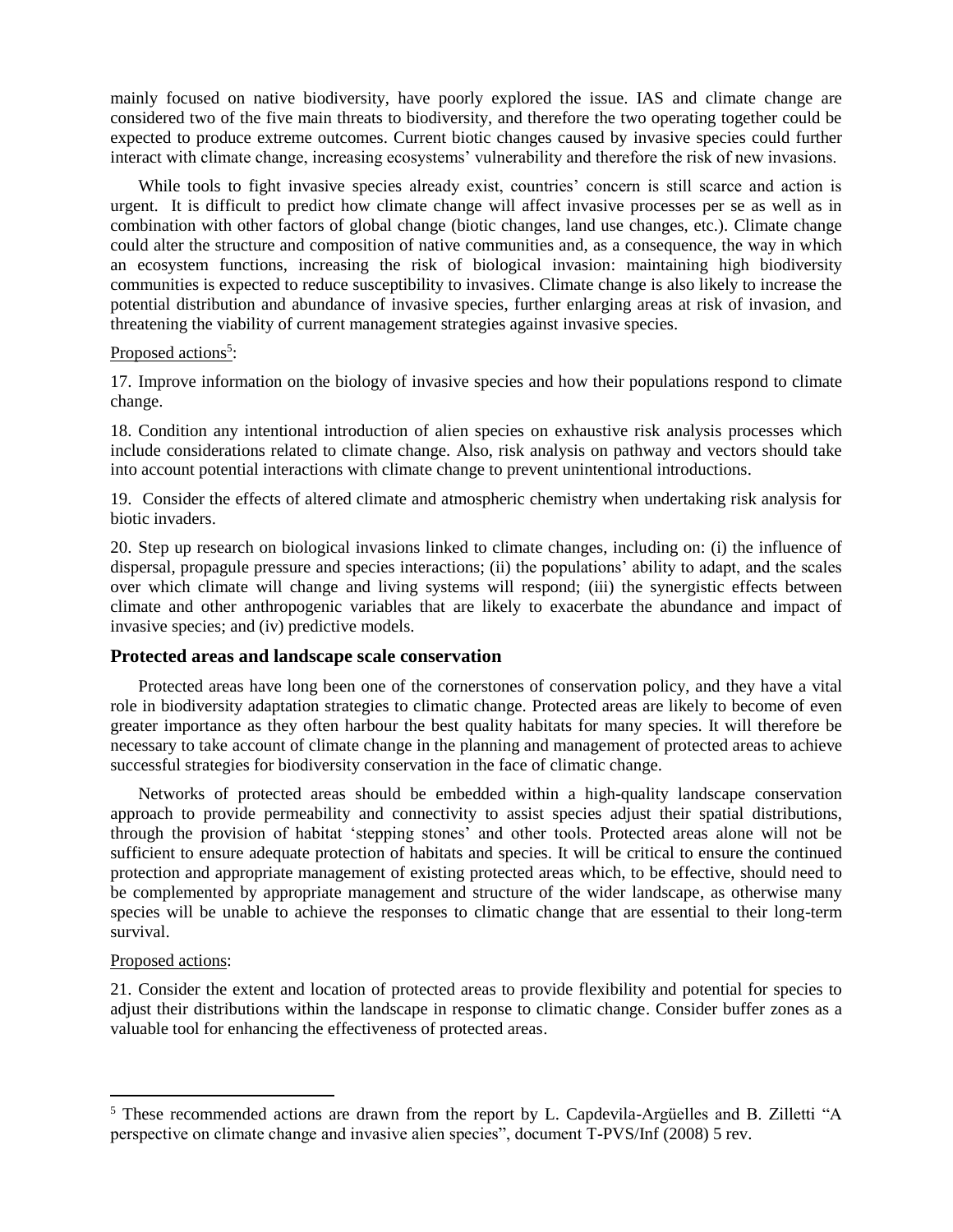mainly focused on native biodiversity, have poorly explored the issue. IAS and climate change are considered two of the five main threats to biodiversity, and therefore the two operating together could be expected to produce extreme outcomes. Current biotic changes caused by invasive species could further interact with climate change, increasing ecosystems' vulnerability and therefore the risk of new invasions.

While tools to fight invasive species already exist, countries' concern is still scarce and action is urgent. It is difficult to predict how climate change will affect invasive processes per se as well as in combination with other factors of global change (biotic changes, land use changes, etc.). Climate change could alter the structure and composition of native communities and, as a consequence, the way in which an ecosystem functions, increasing the risk of biological invasion: maintaining high biodiversity communities is expected to reduce susceptibility to invasives. Climate change is also likely to increase the potential distribution and abundance of invasive species, further enlarging areas at risk of invasion, and threatening the viability of current management strategies against invasive species.

Proposed actions[5]:

17. Improve information on the biology of invasive species and how their populations respond to climate change.

18. Condition any intentional introduction of alien species on exhaustive risk analysis processes which include considerations related to climate change. Also, risk analysis on pathway and vectors should take into account potential interactions with climate change to prevent unintentional introductions.

19. Consider the effects of altered climate and atmospheric chemistry when undertaking risk analysis for biotic invaders.

20. Step up research on biological invasions linked to climate changes, including on: (i) the influence of dispersal, propagule pressure and species interactions; (ii) the populations' ability to adapt, and the scales over which climate will change and living systems will respond; (iii) the synergistic effects between climate and other anthropogenic variables that are likely to exacerbate the abundance and impact of invasive species; and (iv) predictive models.

## Protected areas and landscape scale conservation

Protected areas have long been one of the cornerstones of conservation policy, and they have a vital role in biodiversity adaptation strategies to climatic change. Protected areas are likely to become of even greater importance as they often harbour the best quality habitats for many species. It will therefore be necessary to take account of climate change in the planning and management of protected areas to achieve successful strategies for biodiversity conservation in the face of climatic change.

Networks of protected areas should be embedded within a high-quality landscape conservation approach to provide permeability and connectivity to assist species adjust their spatial distributions, through the provision of habitat 'stepping stones' and other tools. Protected areas alone will not be sufficient to ensure adequate protection of habitats and species. It will be critical to ensure the continued protection and appropriate management of existing protected areas which, to be effective, should need to be complemented by appropriate management and structure of the wider landscape, as otherwise many species will be unable to achieve the responses to climatic change that are essential to their long-term survival.

Proposed actions:

21. Consider the extent and location of protected areas to provide flexibility and potential for species to adjust their distributions within the landscape in response to climatic change. Consider buffer zones as a valuable tool for enhancing the effectiveness of protected areas.

---

[5] These recommended actions are drawn from the report by L. Capdevila-Argüelles and B. Zilletti "A perspective on climate change and invasive alien species", document T-PVS/Inf (2008) 5 rev.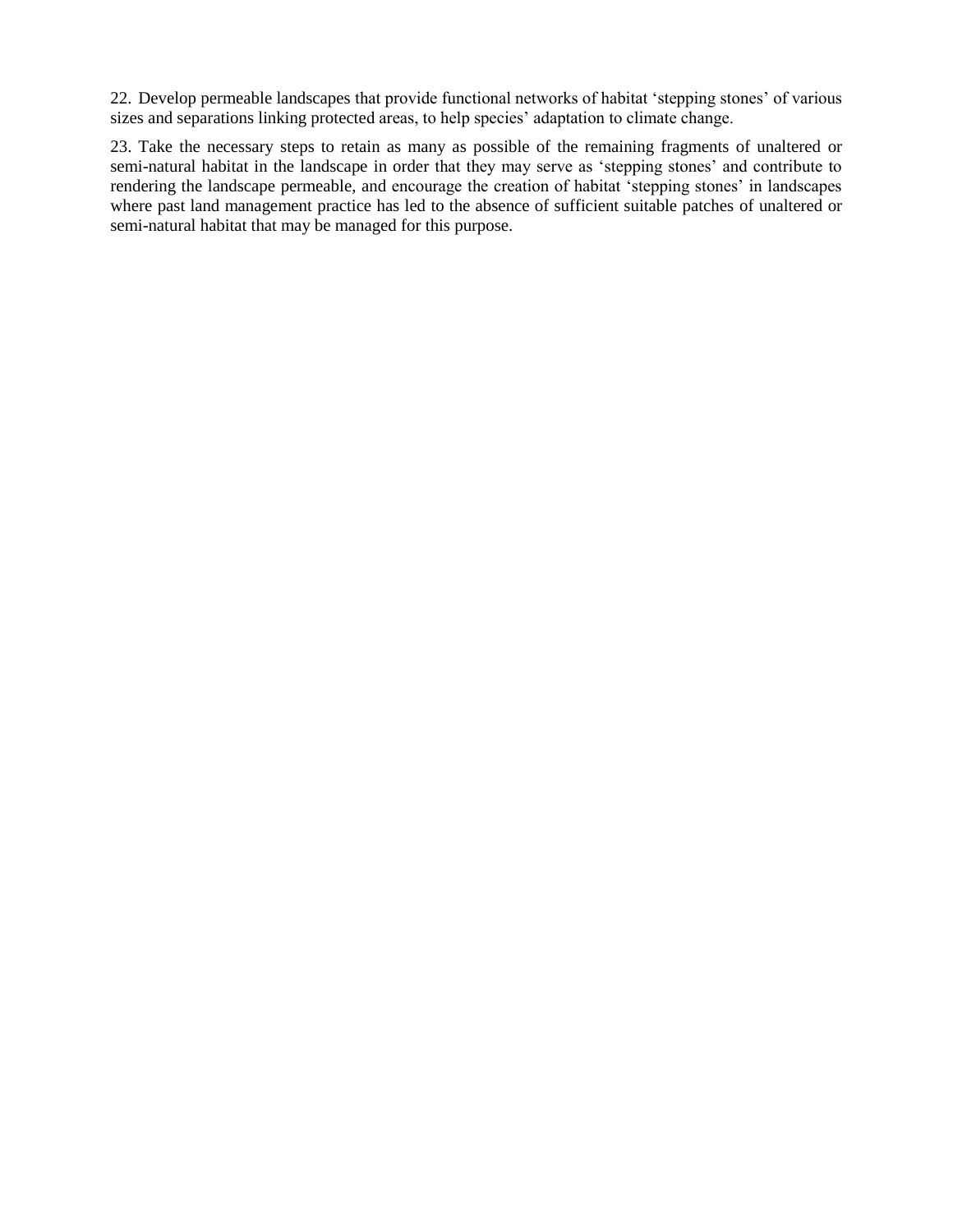22. Develop permeable landscapes that provide functional networks of habitat ‘stepping stones’ of various sizes and separations linking protected areas, to help species’ adaptation to climate change.

23. Take the necessary steps to retain as many as possible of the remaining fragments of unaltered or semi-natural habitat in the landscape in order that they may serve as ‘stepping stones’ and contribute to rendering the landscape permeable, and encourage the creation of habitat ‘stepping stones’ in landscapes where past land management practice has led to the absence of sufficient suitable patches of unaltered or semi-natural habitat that may be managed for this purpose.